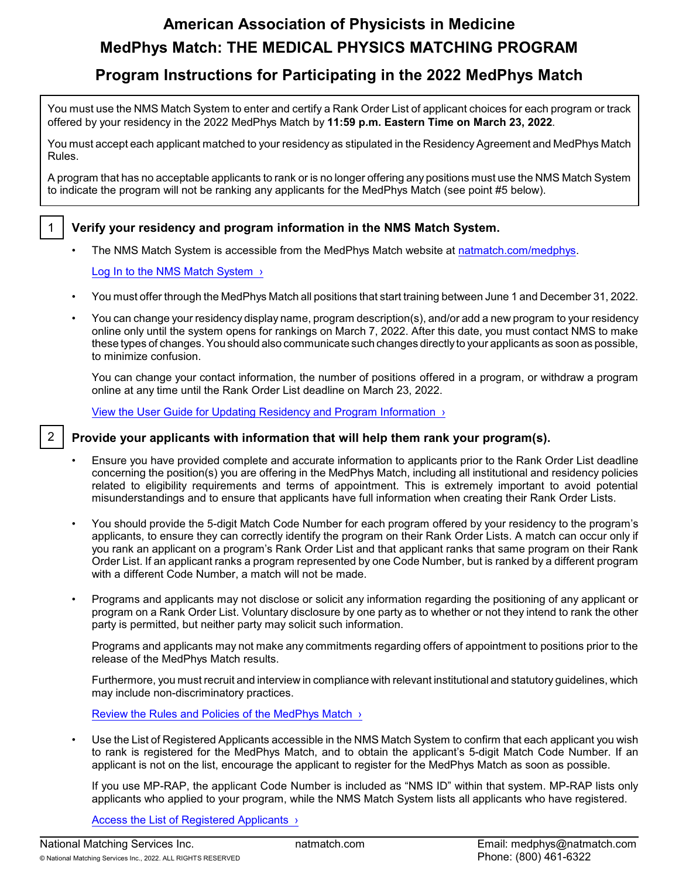# American Association of Physicists in Medicine

# MedPhys Match: THE MEDICAL PHYSICS MATCHING PROGRAM

## Program Instructions for Participating in the 2022 MedPhys Match

You must use the NMS Match System to enter and certify a Rank Order List of applicant choices for each program or track offered by your residency in the 2022 MedPhys Match by **11:59 p.m. Eastern Time on March 23, 2022**.

You must accept each applicant matched to your residency as stipulated in the Residency Agreement and MedPhys Match Rules.

A program that has no acceptable applicants to rank or is no longer offering any positions must use the NMS Match System to indicate the program will not be ranking any applicants for the MedPhys Match (see point #5 below).

### 1 Verify your residency and program information in the NMS Match System.

- The NMS Match System is accessible from the MedPhys Match website at natmatch.com/medphys.

  Log In to the NMS Match System ›

- You must offer through the MedPhys Match all positions that start training between June 1 and December 31, 2022.

- You can change your residency display name, program description(s), and/or add a new program to your residency online only until the system opens for rankings on March 7, 2022. After this date, you must contact NMS to make these types of changes. You should also communicate such changes directly to your applicants as soon as possible, to minimize confusion.

  You can change your contact information, the number of positions offered in a program, or withdraw a program online at any time until the Rank Order List deadline on March 23, 2022.

  View the User Guide for Updating Residency and Program Information ›

### 2 Provide your applicants with information that will help them rank your program(s).

- Ensure you have provided complete and accurate information to applicants prior to the Rank Order List deadline concerning the position(s) you are offering in the MedPhys Match, including all institutional and residency policies related to eligibility requirements and terms of appointment. This is extremely important to avoid potential misunderstandings and to ensure that applicants have full information when creating their Rank Order Lists.

- You should provide the 5-digit Match Code Number for each program offered by your residency to the program's applicants, to ensure they can correctly identify the program on their Rank Order Lists. A match can occur only if you rank an applicant on a program's Rank Order List and that applicant ranks that same program on their Rank Order List. If an applicant ranks a program represented by one Code Number, but is ranked by a different program with a different Code Number, a match will not be made.

- Programs and applicants may not disclose or solicit any information regarding the positioning of any applicant or program on a Rank Order List. Voluntary disclosure by one party as to whether or not they intend to rank the other party is permitted, but neither party may solicit such information.

  Programs and applicants may not make any commitments regarding offers of appointment to positions prior to the release of the MedPhys Match results.

  Furthermore, you must recruit and interview in compliance with relevant institutional and statutory guidelines, which may include non-discriminatory practices.

  Review the Rules and Policies of the MedPhys Match ›

- Use the List of Registered Applicants accessible in the NMS Match System to confirm that each applicant you wish to rank is registered for the MedPhys Match, and to obtain the applicant's 5-digit Match Code Number. If an applicant is not on the list, encourage the applicant to register for the MedPhys Match as soon as possible.

  If you use MP-RAP, the applicant Code Number is included as "NMS ID" within that system. MP-RAP lists only applicants who applied to your program, while the NMS Match System lists all applicants who have registered.

  Access the List of Registered Applicants ›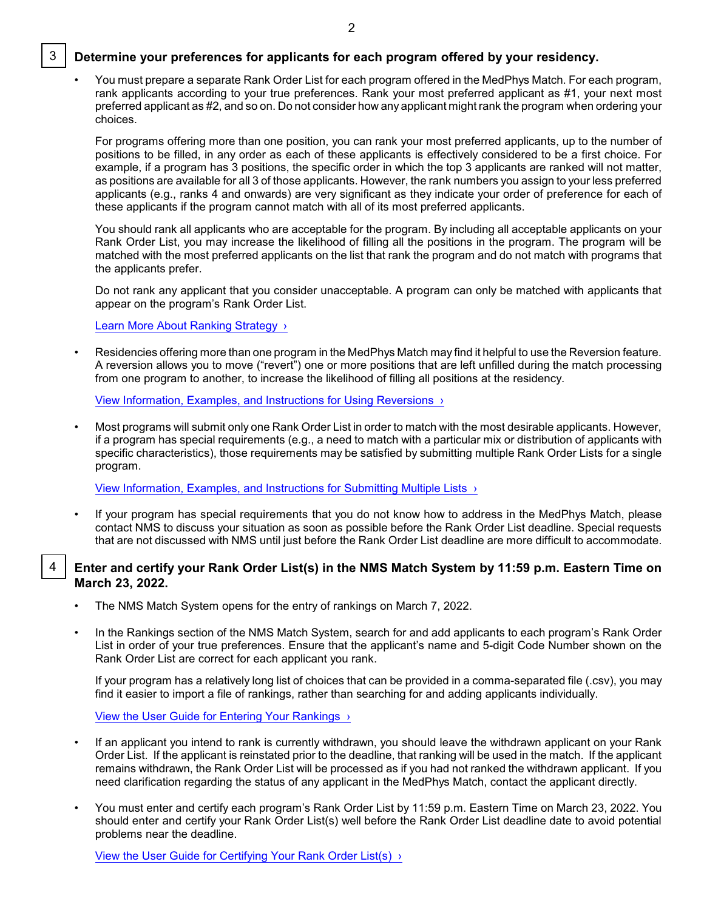## 3 Determine your preferences for applicants for each program offered by your residency.

- You must prepare a separate Rank Order List for each program offered in the MedPhys Match. For each program, rank applicants according to your true preferences. Rank your most preferred applicant as #1, your next most preferred applicant as #2, and so on. Do not consider how any applicant might rank the program when ordering your choices.

  For programs offering more than one position, you can rank your most preferred applicants, up to the number of positions to be filled, in any order as each of these applicants is effectively considered to be a first choice. For example, if a program has 3 positions, the specific order in which the top 3 applicants are ranked will not matter, as positions are available for all 3 of those applicants. However, the rank numbers you assign to your less preferred applicants (e.g., ranks 4 and onwards) are very significant as they indicate your order of preference for each of these applicants if the program cannot match with all of its most preferred applicants.

  You should rank all applicants who are acceptable for the program. By including all acceptable applicants on your Rank Order List, you may increase the likelihood of filling all the positions in the program. The program will be matched with the most preferred applicants on the list that rank the program and do not match with programs that the applicants prefer.

  Do not rank any applicant that you consider unacceptable. A program can only be matched with applicants that appear on the program's Rank Order List.

  Learn More About Ranking Strategy ›

- Residencies offering more than one program in the MedPhys Match may find it helpful to use the Reversion feature. A reversion allows you to move ("revert") one or more positions that are left unfilled during the match processing from one program to another, to increase the likelihood of filling all positions at the residency.

  View Information, Examples, and Instructions for Using Reversions ›

- Most programs will submit only one Rank Order List in order to match with the most desirable applicants. However, if a program has special requirements (e.g., a need to match with a particular mix or distribution of applicants with specific characteristics), those requirements may be satisfied by submitting multiple Rank Order Lists for a single program.

  View Information, Examples, and Instructions for Submitting Multiple Lists ›

- If your program has special requirements that you do not know how to address in the MedPhys Match, please contact NMS to discuss your situation as soon as possible before the Rank Order List deadline. Special requests that are not discussed with NMS until just before the Rank Order List deadline are more difficult to accommodate.

## 4 Enter and certify your Rank Order List(s) in the NMS Match System by 11:59 p.m. Eastern Time on March 23, 2022.

- The NMS Match System opens for the entry of rankings on March 7, 2022.

- In the Rankings section of the NMS Match System, search for and add applicants to each program's Rank Order List in order of your true preferences. Ensure that the applicant's name and 5-digit Code Number shown on the Rank Order List are correct for each applicant you rank.

  If your program has a relatively long list of choices that can be provided in a comma-separated file (.csv), you may find it easier to import a file of rankings, rather than searching for and adding applicants individually.

  View the User Guide for Entering Your Rankings ›

- If an applicant you intend to rank is currently withdrawn, you should leave the withdrawn applicant on your Rank Order List. If the applicant is reinstated prior to the deadline, that ranking will be used in the match. If the applicant remains withdrawn, the Rank Order List will be processed as if you had not ranked the withdrawn applicant. If you need clarification regarding the status of any applicant in the MedPhys Match, contact the applicant directly.

- You must enter and certify each program's Rank Order List by 11:59 p.m. Eastern Time on March 23, 2022. You should enter and certify your Rank Order List(s) well before the Rank Order List deadline date to avoid potential problems near the deadline.

  View the User Guide for Certifying Your Rank Order List(s) ›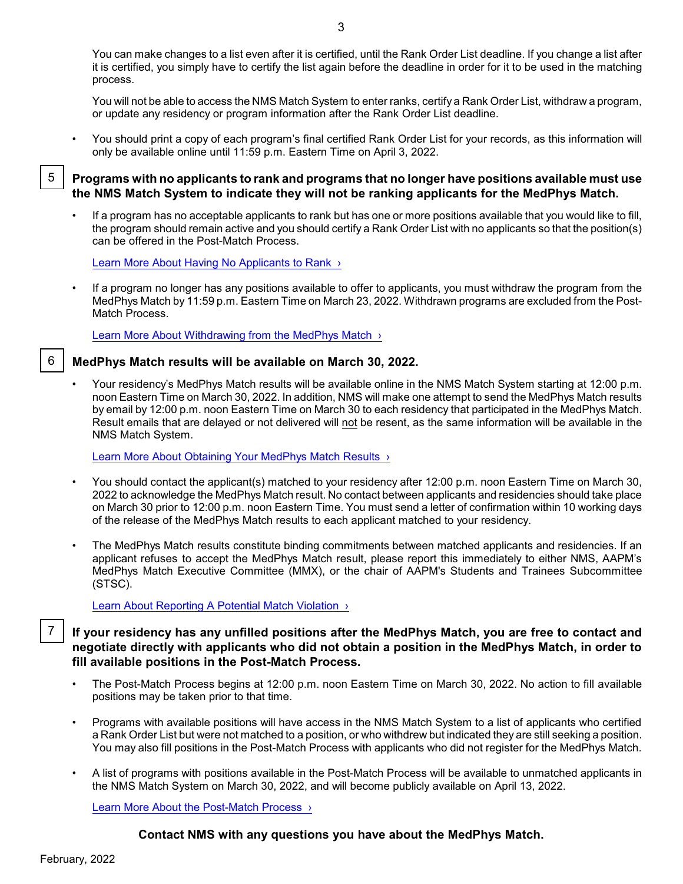You can make changes to a list even after it is certified, until the Rank Order List deadline. If you change a list after it is certified, you simply have to certify the list again before the deadline in order for it to be used in the matching process.

You will not be able to access the NMS Match System to enter ranks, certify a Rank Order List, withdraw a program, or update any residency or program information after the Rank Order List deadline.

- You should print a copy of each program's final certified Rank Order List for your records, as this information will only be available online until 11:59 p.m. Eastern Time on April 3, 2022.

**5 Programs with no applicants to rank and programs that no longer have positions available must use the NMS Match System to indicate they will not be ranking applicants for the MedPhys Match.**

- If a program has no acceptable applicants to rank but has one or more positions available that you would like to fill, the program should remain active and you should certify a Rank Order List with no applicants so that the position(s) can be offered in the Post-Match Process.

  Learn More About Having No Applicants to Rank ›

- If a program no longer has any positions available to offer to applicants, you must withdraw the program from the MedPhys Match by 11:59 p.m. Eastern Time on March 23, 2022. Withdrawn programs are excluded from the Post-Match Process.

  Learn More About Withdrawing from the MedPhys Match ›

**6 MedPhys Match results will be available on March 30, 2022.**

- Your residency's MedPhys Match results will be available online in the NMS Match System starting at 12:00 p.m. noon Eastern Time on March 30, 2022. In addition, NMS will make one attempt to send the MedPhys Match results by email by 12:00 p.m. noon Eastern Time on March 30 to each residency that participated in the MedPhys Match. Result emails that are delayed or not delivered will not be resent, as the same information will be available in the NMS Match System.

  Learn More About Obtaining Your MedPhys Match Results ›

- You should contact the applicant(s) matched to your residency after 12:00 p.m. noon Eastern Time on March 30, 2022 to acknowledge the MedPhys Match result. No contact between applicants and residencies should take place on March 30 prior to 12:00 p.m. noon Eastern Time. You must send a letter of confirmation within 10 working days of the release of the MedPhys Match results to each applicant matched to your residency.

- The MedPhys Match results constitute binding commitments between matched applicants and residencies. If an applicant refuses to accept the MedPhys Match result, please report this immediately to either NMS, AAPM's MedPhys Match Executive Committee (MMX), or the chair of AAPM's Students and Trainees Subcommittee (STSC).

  Learn About Reporting A Potential Match Violation ›

**7 If your residency has any unfilled positions after the MedPhys Match, you are free to contact and negotiate directly with applicants who did not obtain a position in the MedPhys Match, in order to fill available positions in the Post-Match Process.**

- The Post-Match Process begins at 12:00 p.m. noon Eastern Time on March 30, 2022. No action to fill available positions may be taken prior to that time.

- Programs with available positions will have access in the NMS Match System to a list of applicants who certified a Rank Order List but were not matched to a position, or who withdrew but indicated they are still seeking a position. You may also fill positions in the Post-Match Process with applicants who did not register for the MedPhys Match.

- A list of programs with positions available in the Post-Match Process will be available to unmatched applicants in the NMS Match System on March 30, 2022, and will become publicly available on April 13, 2022.

  Learn More About the Post-Match Process ›

**Contact NMS with any questions you have about the MedPhys Match.**

February, 2022